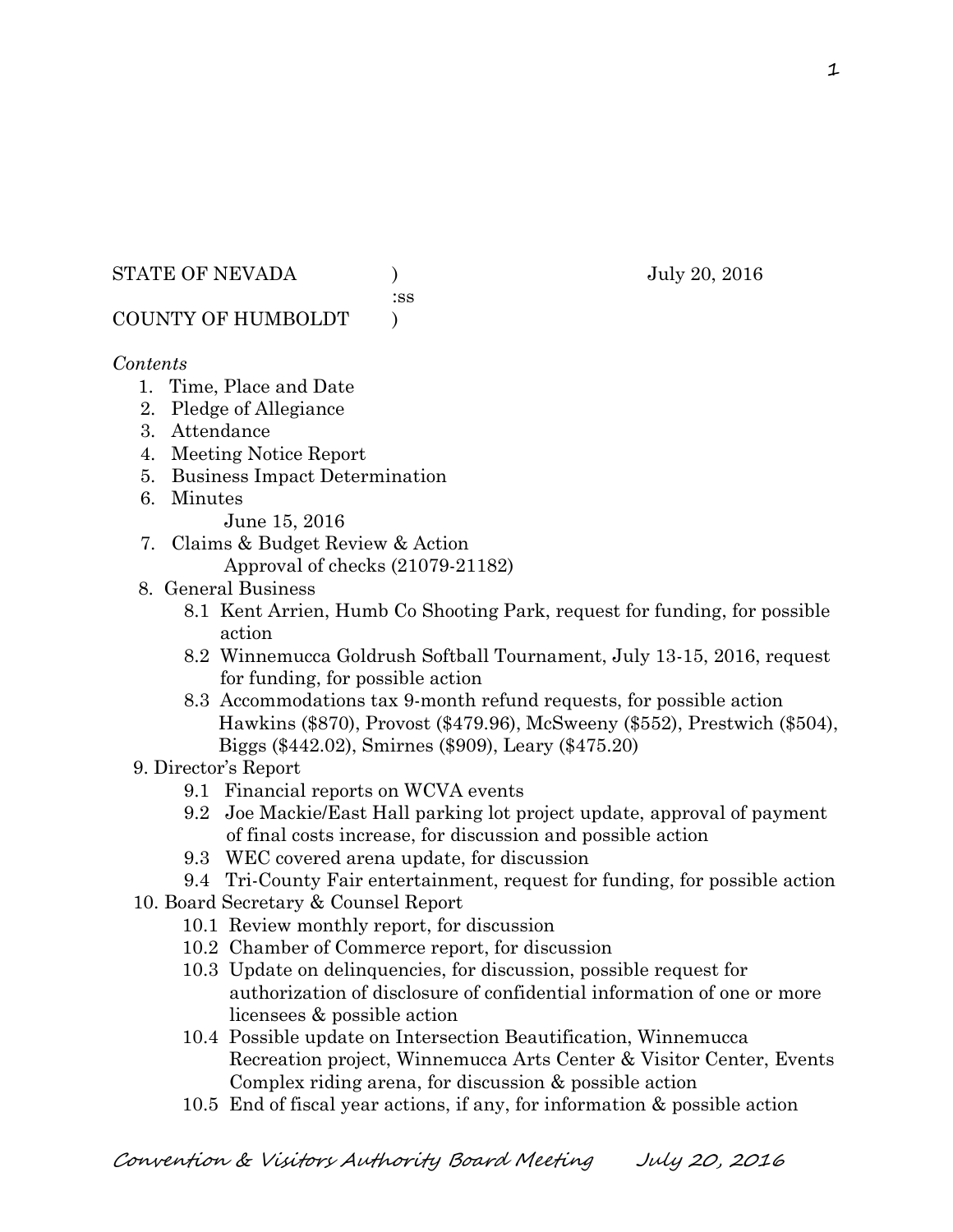STATE OF NEVADA ) July 20, 2016
:ss
COUNTY OF HUMBOLDT )

*Contents*

1. Time, Place and Date
2. Pledge of Allegiance
3. Attendance
4. Meeting Notice Report
5. Business Impact Determination
6. Minutes
   June 15, 2016
7. Claims & Budget Review & Action
   Approval of checks (21079-21182)
8. General Business
   - 8.1 Kent Arrien, Humb Co Shooting Park, request for funding, for possible action
   - 8.2 Winnemucca Goldrush Softball Tournament, July 13-15, 2016, request for funding, for possible action
   - 8.3 Accommodations tax 9-month refund requests, for possible action
     Hawkins ($870), Provost ($479.96), McSweeny ($552), Prestwich ($504), Biggs ($442.02), Smirnes ($909), Leary ($475.20)
9. Director's Report
   - 9.1 Financial reports on WCVA events
   - 9.2 Joe Mackie/East Hall parking lot project update, approval of payment of final costs increase, for discussion and possible action
   - 9.3 WEC covered arena update, for discussion
   - 9.4 Tri-County Fair entertainment, request for funding, for possible action
10. Board Secretary & Counsel Report
    - 10.1 Review monthly report, for discussion
    - 10.2 Chamber of Commerce report, for discussion
    - 10.3 Update on delinquencies, for discussion, possible request for authorization of disclosure of confidential information of one or more licensees & possible action
    - 10.4 Possible update on Intersection Beautification, Winnemucca Recreation project, Winnemucca Arts Center & Visitor Center, Events Complex riding arena, for discussion & possible action
    - 10.5 End of fiscal year actions, if any, for information & possible action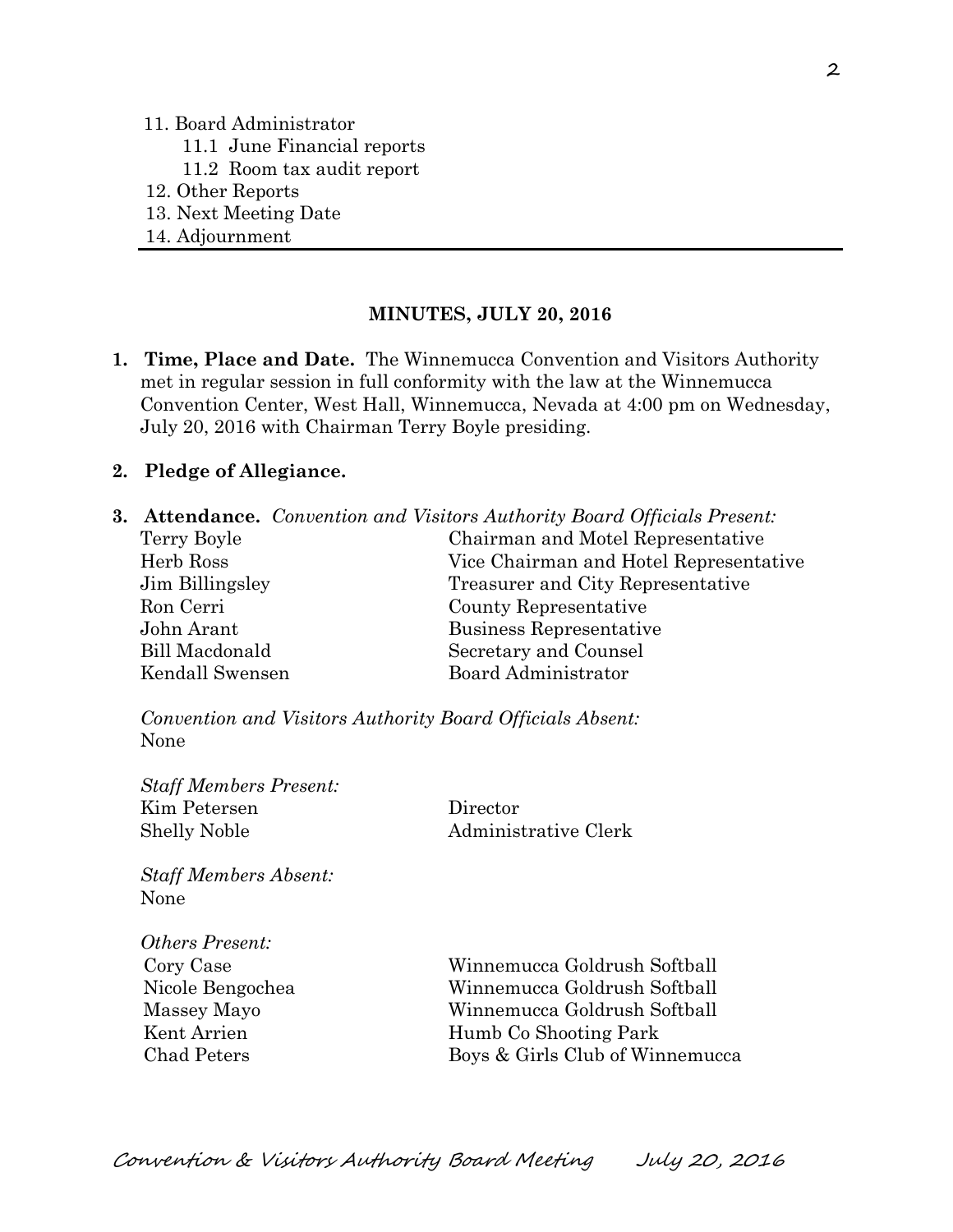11. Board Administrator
    - 11.1 June Financial reports
    - 11.2 Room tax audit report
12. Other Reports
13. Next Meeting Date
14. Adjournment

---

## MINUTES, JULY 20, 2016

**1. Time, Place and Date.** The Winnemucca Convention and Visitors Authority met in regular session in full conformity with the law at the Winnemucca Convention Center, West Hall, Winnemucca, Nevada at 4:00 pm on Wednesday, July 20, 2016 with Chairman Terry Boyle presiding.

**2. Pledge of Allegiance.**

**3. Attendance.** *Convention and Visitors Authority Board Officials Present:*

| | |
|---|---|
| Terry Boyle | Chairman and Motel Representative |
| Herb Ross | Vice Chairman and Hotel Representative |
| Jim Billingsley | Treasurer and City Representative |
| Ron Cerri | County Representative |
| John Arant | Business Representative |
| Bill Macdonald | Secretary and Counsel |
| Kendall Swensen | Board Administrator |

*Convention and Visitors Authority Board Officials Absent:*
None

*Staff Members Present:*

| | |
|---|---|
| Kim Petersen | Director |
| Shelly Noble | Administrative Clerk |

*Staff Members Absent:*
None

*Others Present:*

| | |
|---|---|
| Cory Case | Winnemucca Goldrush Softball |
| Nicole Bengochea | Winnemucca Goldrush Softball |
| Massey Mayo | Winnemucca Goldrush Softball |
| Kent Arrien | Humb Co Shooting Park |
| Chad Peters | Boys & Girls Club of Winnemucca |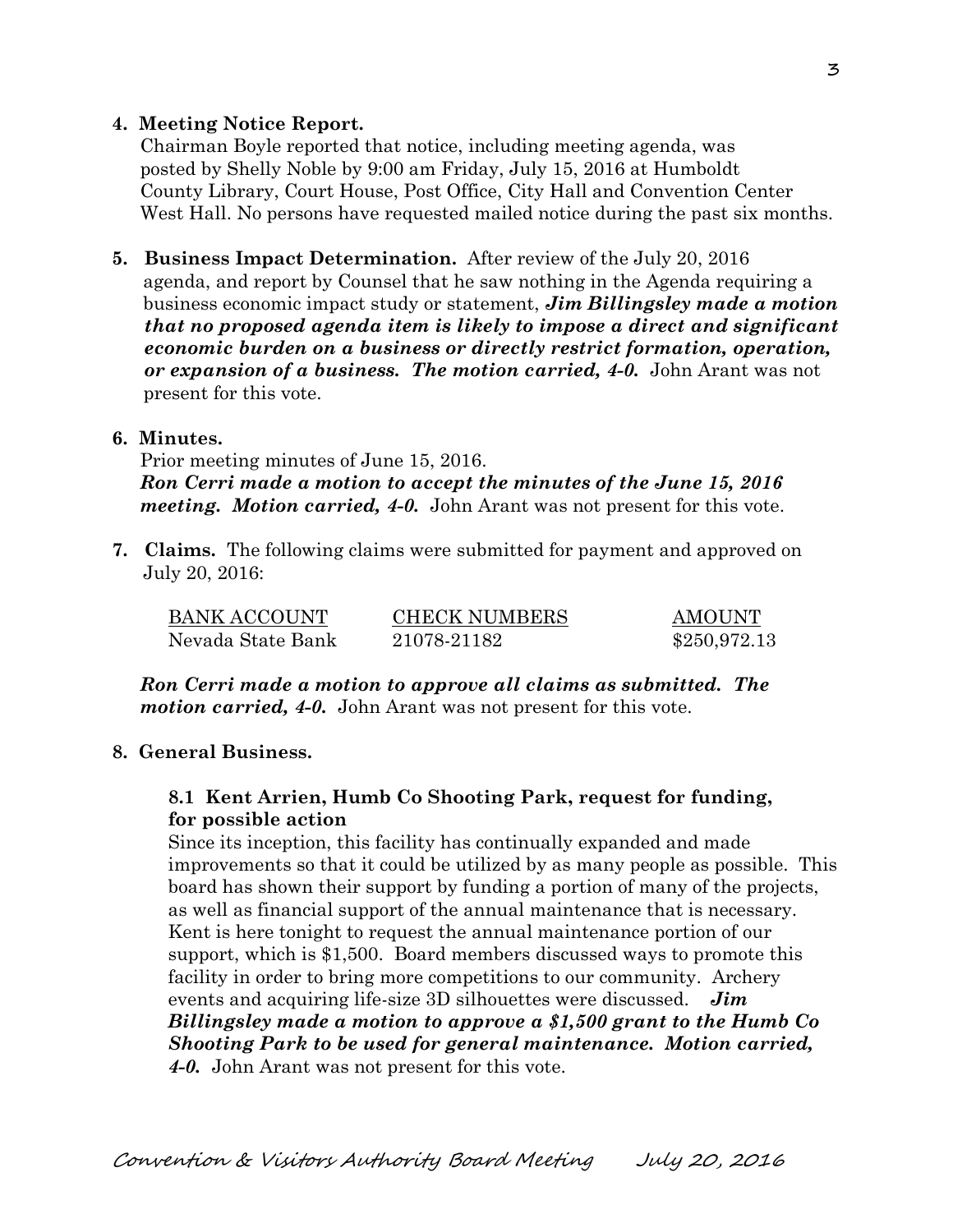**4. Meeting Notice Report.**

Chairman Boyle reported that notice, including meeting agenda, was posted by Shelly Noble by 9:00 am Friday, July 15, 2016 at Humboldt County Library, Court House, Post Office, City Hall and Convention Center West Hall. No persons have requested mailed notice during the past six months.

**5. Business Impact Determination.** After review of the July 20, 2016 agenda, and report by Counsel that he saw nothing in the Agenda requiring a business economic impact study or statement, ***Jim Billingsley made a motion that no proposed agenda item is likely to impose a direct and significant economic burden on a business or directly restrict formation, operation, or expansion of a business. The motion carried, 4-0.*** John Arant was not present for this vote.

**6. Minutes.**

Prior meeting minutes of June 15, 2016.

***Ron Cerri made a motion to accept the minutes of the June 15, 2016 meeting. Motion carried, 4-0.*** John Arant was not present for this vote.

**7. Claims.** The following claims were submitted for payment and approved on July 20, 2016:

| BANK ACCOUNT | CHECK NUMBERS | AMOUNT |
|---|---|---|
| Nevada State Bank | 21078-21182 | $250,972.13 |

***Ron Cerri made a motion to approve all claims as submitted. The motion carried, 4-0.*** John Arant was not present for this vote.

**8. General Business.**

**8.1 Kent Arrien, Humb Co Shooting Park, request for funding, for possible action**

Since its inception, this facility has continually expanded and made improvements so that it could be utilized by as many people as possible. This board has shown their support by funding a portion of many of the projects, as well as financial support of the annual maintenance that is necessary. Kent is here tonight to request the annual maintenance portion of our support, which is $1,500. Board members discussed ways to promote this facility in order to bring more competitions to our community. Archery events and acquiring life-size 3D silhouettes were discussed. ***Jim Billingsley made a motion to approve a $1,500 grant to the Humb Co Shooting Park to be used for general maintenance. Motion carried, 4-0.*** John Arant was not present for this vote.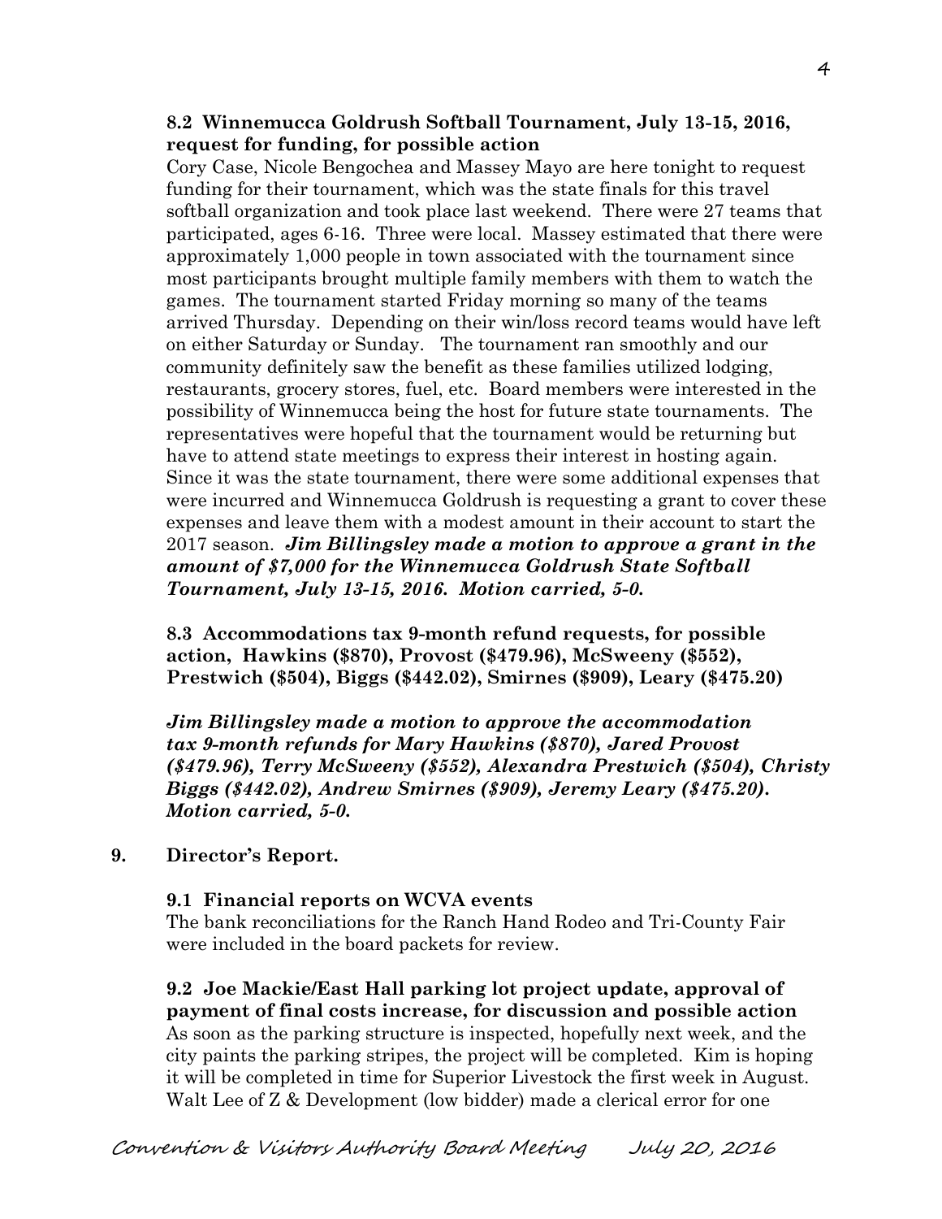**8.2 Winnemucca Goldrush Softball Tournament, July 13-15, 2016, request for funding, for possible action**

Cory Case, Nicole Bengochea and Massey Mayo are here tonight to request funding for their tournament, which was the state finals for this travel softball organization and took place last weekend. There were 27 teams that participated, ages 6-16. Three were local. Massey estimated that there were approximately 1,000 people in town associated with the tournament since most participants brought multiple family members with them to watch the games. The tournament started Friday morning so many of the teams arrived Thursday. Depending on their win/loss record teams would have left on either Saturday or Sunday. The tournament ran smoothly and our community definitely saw the benefit as these families utilized lodging, restaurants, grocery stores, fuel, etc. Board members were interested in the possibility of Winnemucca being the host for future state tournaments. The representatives were hopeful that the tournament would be returning but have to attend state meetings to express their interest in hosting again. Since it was the state tournament, there were some additional expenses that were incurred and Winnemucca Goldrush is requesting a grant to cover these expenses and leave them with a modest amount in their account to start the 2017 season. ***Jim Billingsley made a motion to approve a grant in the amount of $7,000 for the Winnemucca Goldrush State Softball Tournament, July 13-15, 2016. Motion carried, 5-0.***

**8.3 Accommodations tax 9-month refund requests, for possible action, Hawkins ($870), Provost ($479.96), McSweeny ($552), Prestwich ($504), Biggs ($442.02), Smirnes ($909), Leary ($475.20)**

***Jim Billingsley made a motion to approve the accommodation tax 9-month refunds for Mary Hawkins ($870), Jared Provost ($479.96), Terry McSweeny ($552), Alexandra Prestwich ($504), Christy Biggs ($442.02), Andrew Smirnes ($909), Jeremy Leary ($475.20). Motion carried, 5-0.***

**9. Director's Report.**

**9.1 Financial reports on WCVA events**

The bank reconciliations for the Ranch Hand Rodeo and Tri-County Fair were included in the board packets for review.

**9.2 Joe Mackie/East Hall parking lot project update, approval of payment of final costs increase, for discussion and possible action**

As soon as the parking structure is inspected, hopefully next week, and the city paints the parking stripes, the project will be completed. Kim is hoping it will be completed in time for Superior Livestock the first week in August. Walt Lee of Z & Development (low bidder) made a clerical error for one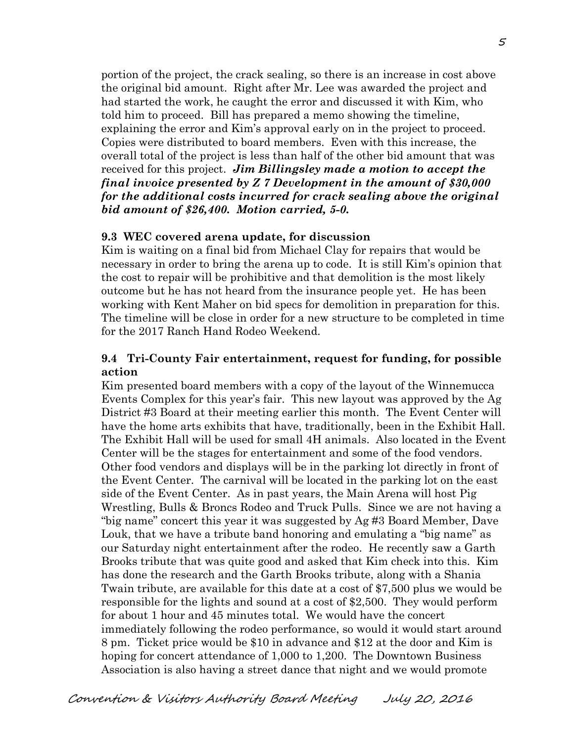portion of the project, the crack sealing, so there is an increase in cost above the original bid amount. Right after Mr. Lee was awarded the project and had started the work, he caught the error and discussed it with Kim, who told him to proceed. Bill has prepared a memo showing the timeline, explaining the error and Kim's approval early on in the project to proceed. Copies were distributed to board members. Even with this increase, the overall total of the project is less than half of the other bid amount that was received for this project. ***Jim Billingsley made a motion to accept the final invoice presented by Z 7 Development in the amount of $30,000 for the additional costs incurred for crack sealing above the original bid amount of $26,400. Motion carried, 5-0.***

**9.3 WEC covered arena update, for discussion**

Kim is waiting on a final bid from Michael Clay for repairs that would be necessary in order to bring the arena up to code. It is still Kim's opinion that the cost to repair will be prohibitive and that demolition is the most likely outcome but he has not heard from the insurance people yet. He has been working with Kent Maher on bid specs for demolition in preparation for this. The timeline will be close in order for a new structure to be completed in time for the 2017 Ranch Hand Rodeo Weekend.

**9.4 Tri-County Fair entertainment, request for funding, for possible action**

Kim presented board members with a copy of the layout of the Winnemucca Events Complex for this year's fair. This new layout was approved by the Ag District #3 Board at their meeting earlier this month. The Event Center will have the home arts exhibits that have, traditionally, been in the Exhibit Hall. The Exhibit Hall will be used for small 4H animals. Also located in the Event Center will be the stages for entertainment and some of the food vendors. Other food vendors and displays will be in the parking lot directly in front of the Event Center. The carnival will be located in the parking lot on the east side of the Event Center. As in past years, the Main Arena will host Pig Wrestling, Bulls & Broncs Rodeo and Truck Pulls. Since we are not having a "big name" concert this year it was suggested by Ag #3 Board Member, Dave Louk, that we have a tribute band honoring and emulating a "big name" as our Saturday night entertainment after the rodeo. He recently saw a Garth Brooks tribute that was quite good and asked that Kim check into this. Kim has done the research and the Garth Brooks tribute, along with a Shania Twain tribute, are available for this date at a cost of $7,500 plus we would be responsible for the lights and sound at a cost of $2,500. They would perform for about 1 hour and 45 minutes total. We would have the concert immediately following the rodeo performance, so would it would start around 8 pm. Ticket price would be $10 in advance and $12 at the door and Kim is hoping for concert attendance of 1,000 to 1,200. The Downtown Business Association is also having a street dance that night and we would promote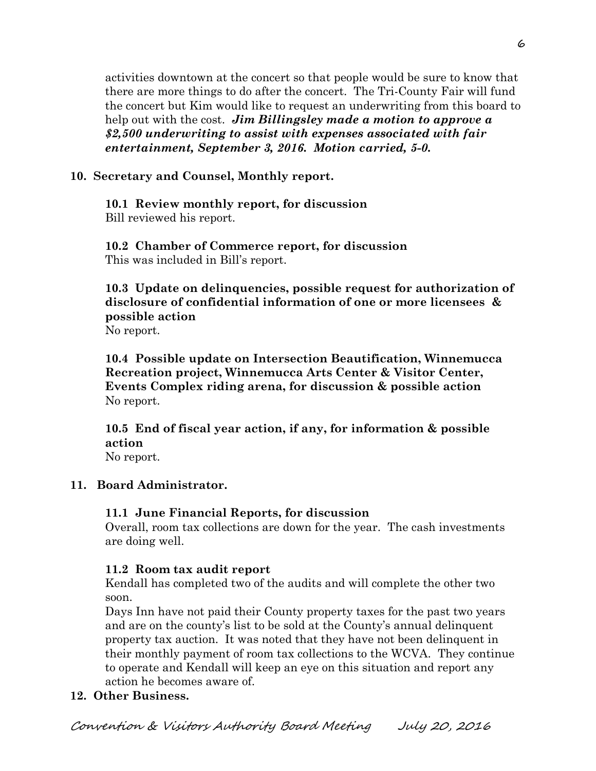activities downtown at the concert so that people would be sure to know that there are more things to do after the concert. The Tri-County Fair will fund the concert but Kim would like to request an underwriting from this board to help out with the cost. ***Jim Billingsley made a motion to approve a $2,500 underwriting to assist with expenses associated with fair entertainment, September 3, 2016. Motion carried, 5-0.***

**10. Secretary and Counsel, Monthly report.**

**10.1 Review monthly report, for discussion**
Bill reviewed his report.

**10.2 Chamber of Commerce report, for discussion**
This was included in Bill's report.

**10.3 Update on delinquencies, possible request for authorization of disclosure of confidential information of one or more licensees & possible action**
No report.

**10.4 Possible update on Intersection Beautification, Winnemucca Recreation project, Winnemucca Arts Center & Visitor Center, Events Complex riding arena, for discussion & possible action**
No report.

**10.5 End of fiscal year action, if any, for information & possible action**
No report.

**11. Board Administrator.**

**11.1 June Financial Reports, for discussion**
Overall, room tax collections are down for the year. The cash investments are doing well.

**11.2 Room tax audit report**
Kendall has completed two of the audits and will complete the other two soon.
Days Inn have not paid their County property taxes for the past two years and are on the county's list to be sold at the County's annual delinquent property tax auction. It was noted that they have not been delinquent in their monthly payment of room tax collections to the WCVA. They continue to operate and Kendall will keep an eye on this situation and report any action he becomes aware of.

**12. Other Business.**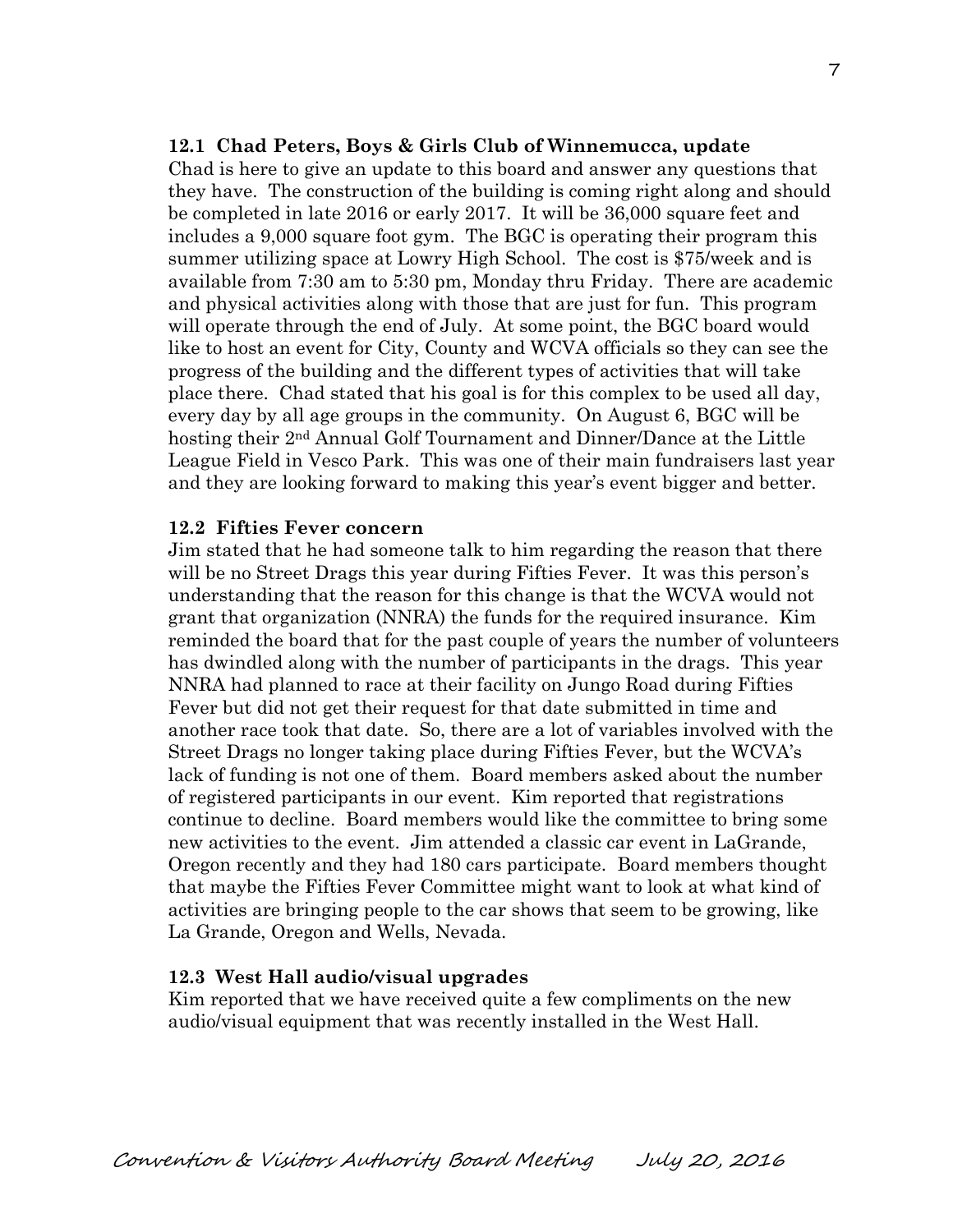**12.1 Chad Peters, Boys & Girls Club of Winnemucca, update**

Chad is here to give an update to this board and answer any questions that they have. The construction of the building is coming right along and should be completed in late 2016 or early 2017. It will be 36,000 square feet and includes a 9,000 square foot gym. The BGC is operating their program this summer utilizing space at Lowry High School. The cost is $75/week and is available from 7:30 am to 5:30 pm, Monday thru Friday. There are academic and physical activities along with those that are just for fun. This program will operate through the end of July. At some point, the BGC board would like to host an event for City, County and WCVA officials so they can see the progress of the building and the different types of activities that will take place there. Chad stated that his goal is for this complex to be used all day, every day by all age groups in the community. On August 6, BGC will be hosting their 2nd Annual Golf Tournament and Dinner/Dance at the Little League Field in Vesco Park. This was one of their main fundraisers last year and they are looking forward to making this year's event bigger and better.

**12.2 Fifties Fever concern**

Jim stated that he had someone talk to him regarding the reason that there will be no Street Drags this year during Fifties Fever. It was this person's understanding that the reason for this change is that the WCVA would not grant that organization (NNRA) the funds for the required insurance. Kim reminded the board that for the past couple of years the number of volunteers has dwindled along with the number of participants in the drags. This year NNRA had planned to race at their facility on Jungo Road during Fifties Fever but did not get their request for that date submitted in time and another race took that date. So, there are a lot of variables involved with the Street Drags no longer taking place during Fifties Fever, but the WCVA's lack of funding is not one of them. Board members asked about the number of registered participants in our event. Kim reported that registrations continue to decline. Board members would like the committee to bring some new activities to the event. Jim attended a classic car event in LaGrande, Oregon recently and they had 180 cars participate. Board members thought that maybe the Fifties Fever Committee might want to look at what kind of activities are bringing people to the car shows that seem to be growing, like La Grande, Oregon and Wells, Nevada.

**12.3 West Hall audio/visual upgrades**

Kim reported that we have received quite a few compliments on the new audio/visual equipment that was recently installed in the West Hall.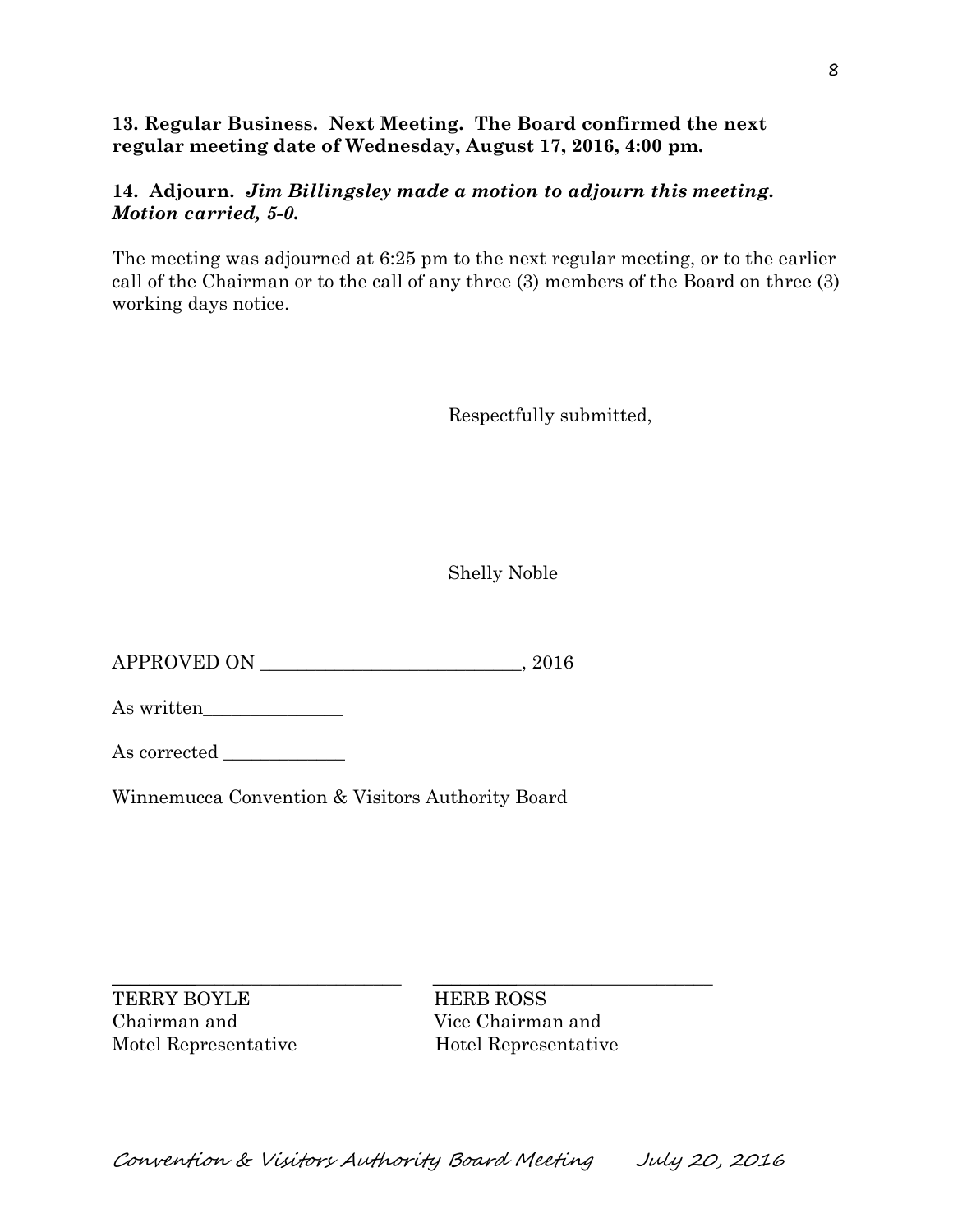**13. Regular Business. Next Meeting. The Board confirmed the next regular meeting date of Wednesday, August 17, 2016, 4:00 pm.**

**14. Adjourn.** ***Jim Billingsley made a motion to adjourn this meeting. Motion carried, 5-0.***

The meeting was adjourned at 6:25 pm to the next regular meeting, or to the earlier call of the Chairman or to the call of any three (3) members of the Board on three (3) working days notice.

Respectfully submitted,

Shelly Noble

APPROVED ON ____________________________, 2016

As written_______________

As corrected _____________

Winnemucca Convention & Visitors Authority Board

_______________________________ _______________________________

TERRY BOYLE
Chairman and
Motel Representative

HERB ROSS
Vice Chairman and
Hotel Representative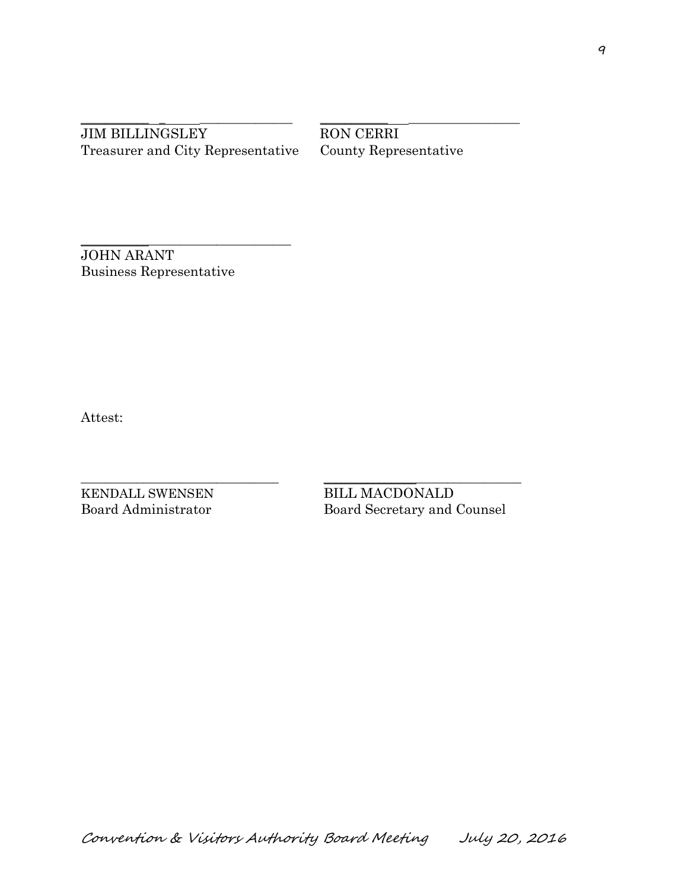\_\_\_\_\_\_\_\_\_\_\_\_\_\_\_\_\_\_\_\_\_\_\_\_\_\_\_\_\_\_  
JIM BILLINGSLEY  
Treasurer and City Representative

\_\_\_\_\_\_\_\_\_\_\_\_\_\_\_\_\_\_\_\_\_\_\_\_\_\_\_\_\_\_  
RON CERRI  
County Representative

\_\_\_\_\_\_\_\_\_\_\_\_\_\_\_\_\_\_\_\_\_\_\_\_\_\_\_\_\_\_  
JOHN ARANT  
Business Representative

Attest:

\_\_\_\_\_\_\_\_\_\_\_\_\_\_\_\_\_\_\_\_\_\_\_\_\_\_\_\_\_\_  
KENDALL SWENSEN  
Board Administrator

\_\_\_\_\_\_\_\_\_\_\_\_\_\_\_\_\_\_\_\_\_\_\_\_\_\_\_\_\_\_  
BILL MACDONALD  
Board Secretary and Counsel